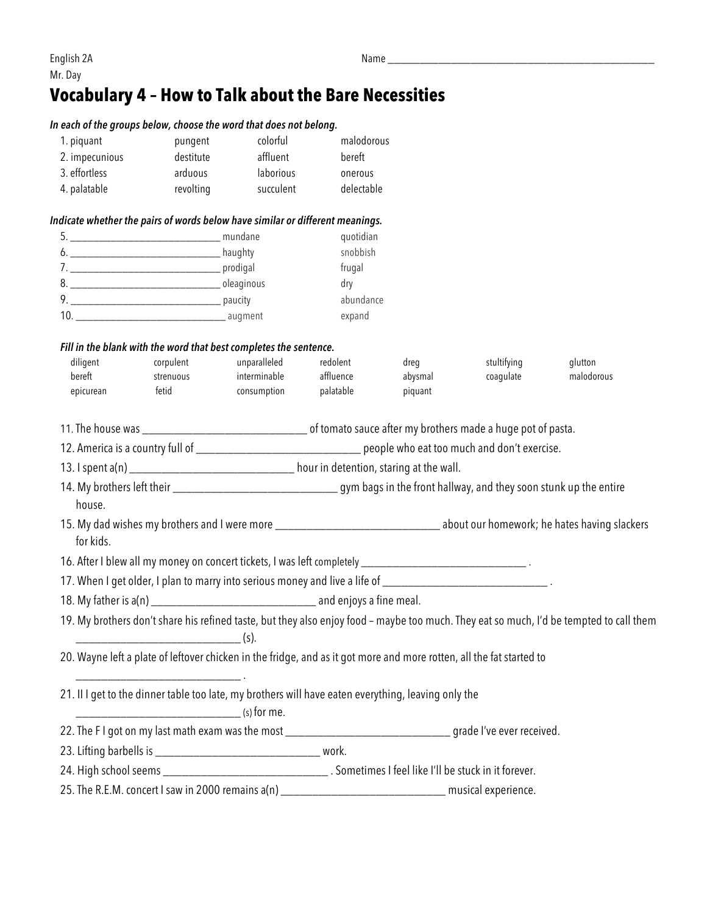English 2A
Mr. Day

Name ______________________________________________

# Vocabulary 4 – How to Talk about the Bare Necessities

***In each of the groups below, choose the word that does not belong.***

| | | | |
|---|---|---|---|
| 1. piquant | pungent | colorful | malodorous |
| 2. impecunious | destitute | affluent | bereft |
| 3. effortless | arduous | laborious | onerous |
| 4. palatable | revolting | succulent | delectable |

***Indicate whether the pairs of words below have similar or different meanings.***

5. ____________________________ mundane quotidian
6. ____________________________ haughty snobbish
7. ____________________________ prodigal frugal
8. ____________________________ oleaginous dry
9. ____________________________ paucity abundance
10. ____________________________ augment expand

***Fill in the blank with the word that best completes the sentence.***

| | | | | | | |
|---|---|---|---|---|---|---|
| diligent | corpulent | unparalleled | redolent | dreg | stultifying | glutton |
| bereft | strenuous | interminable | affluence | abysmal | coagulate | malodorous |
| epicurean | fetid | consumption | palatable | piquant | | |

11. The house was ____________________________ of tomato sauce after my brothers made a huge pot of pasta.
12. America is a country full of ____________________________ people who eat too much and don't exercise.
13. I spent a(n) ____________________________ hour in detention, staring at the wall.
14. My brothers left their ____________________________ gym bags in the front hallway, and they soon stunk up the entire house.
15. My dad wishes my brothers and I were more ____________________________ about our homework; he hates having slackers for kids.
16. After I blew all my money on concert tickets, I was left completely ____________________________ .
17. When I get older, I plan to marry into serious money and live a life of ____________________________ .
18. My father is a(n) ____________________________ and enjoys a fine meal.
19. My brothers don't share his refined taste, but they also enjoy food – maybe too much. They eat so much, I'd be tempted to call them ____________________________ (s).
20. Wayne left a plate of leftover chicken in the fridge, and as it got more and more rotten, all the fat started to ____________________________ .
21. II I get to the dinner table too late, my brothers will have eaten everything, leaving only the ____________________________ (s) for me.
22. The F I got on my last math exam was the most ____________________________ grade I've ever received.
23. Lifting barbells is ____________________________ work.
24. High school seems ____________________________ . Sometimes I feel like I'll be stuck in it forever.
25. The R.E.M. concert I saw in 2000 remains a(n) ____________________________ musical experience.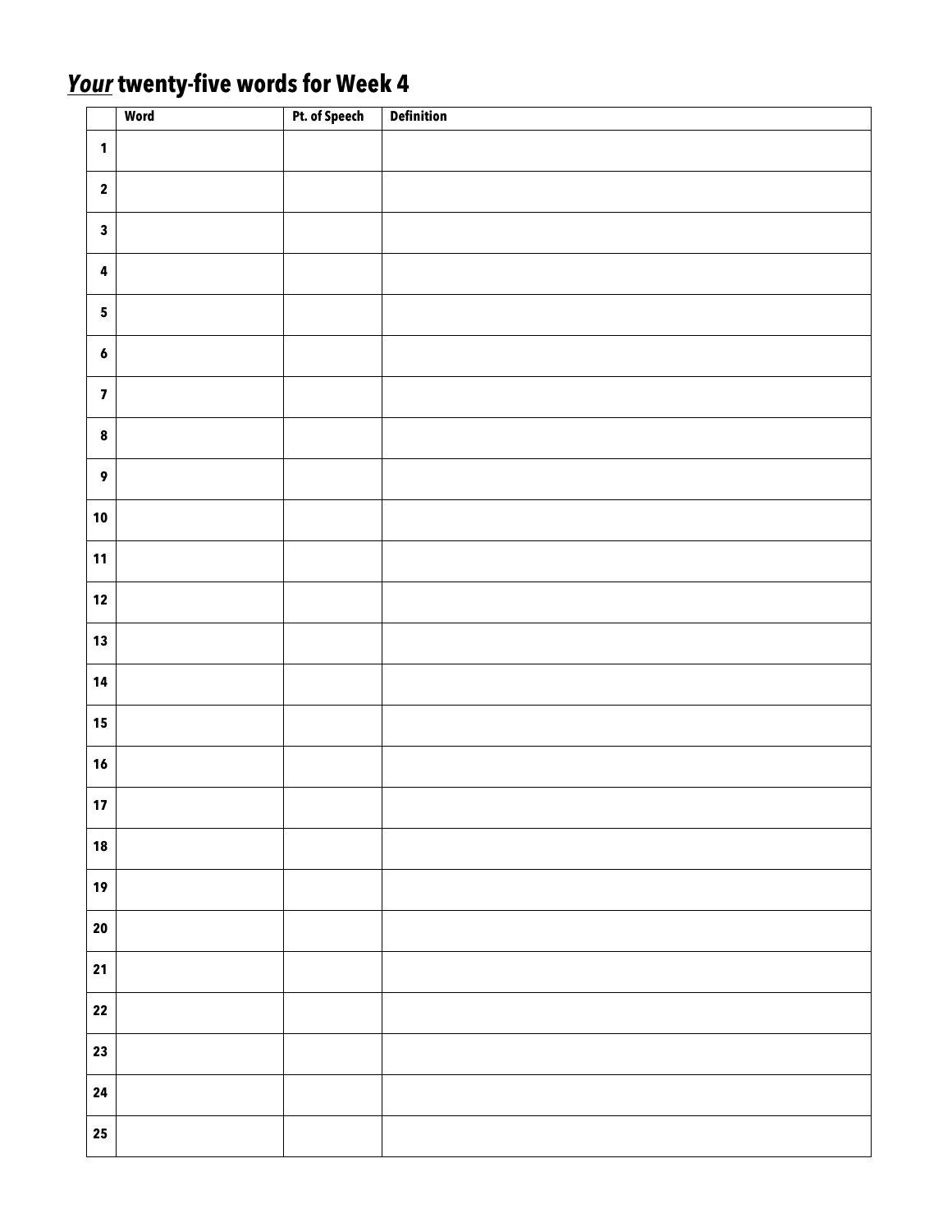# ***Your*** twenty-five words for Week 4

| | Word | Pt. of Speech | Definition |
|---|---|---|---|
| 1 | | | |
| 2 | | | |
| 3 | | | |
| 4 | | | |
| 5 | | | |
| 6 | | | |
| 7 | | | |
| 8 | | | |
| 9 | | | |
| 10 | | | |
| 11 | | | |
| 12 | | | |
| 13 | | | |
| 14 | | | |
| 15 | | | |
| 16 | | | |
| 17 | | | |
| 18 | | | |
| 19 | | | |
| 20 | | | |
| 21 | | | |
| 22 | | | |
| 23 | | | |
| 24 | | | |
| 25 | | | |